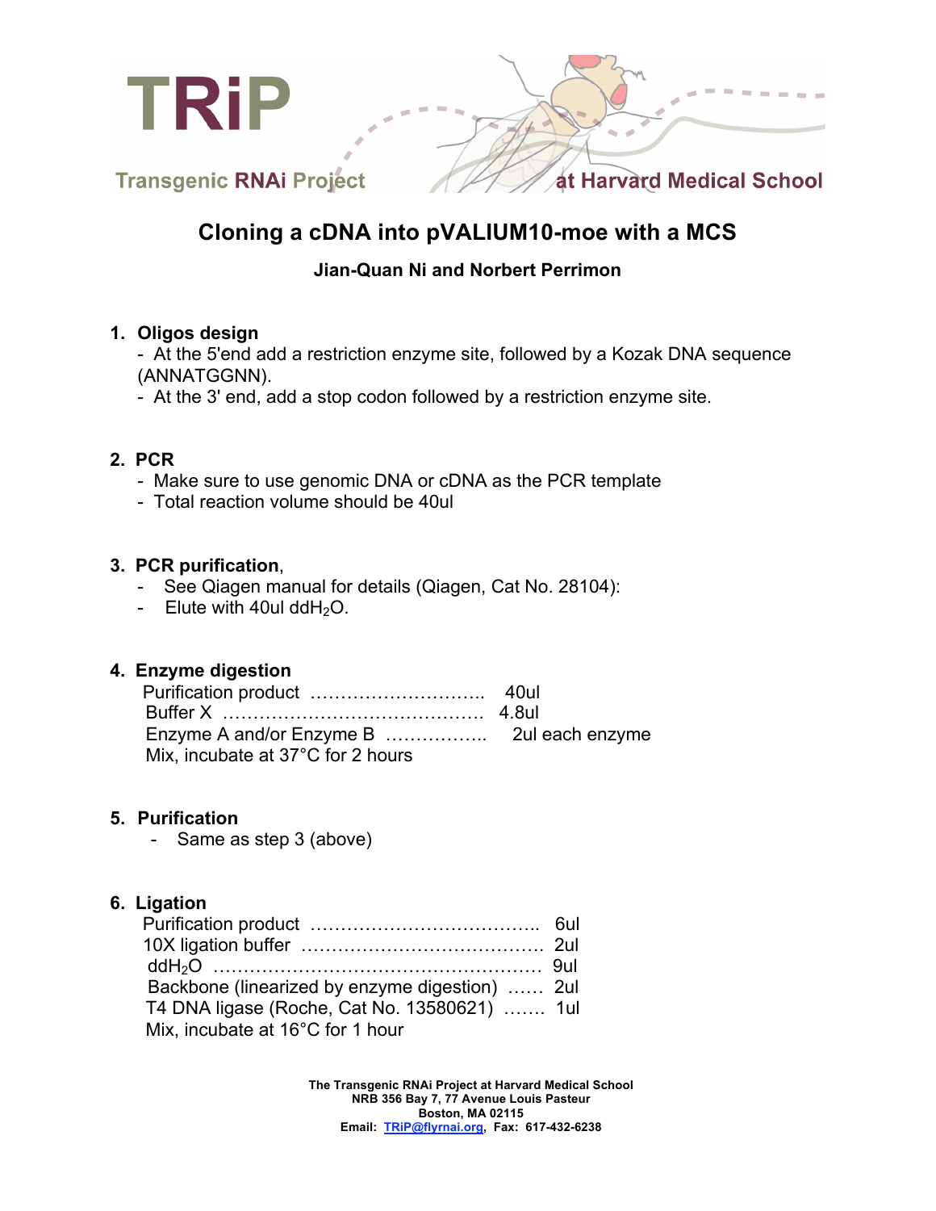TRiP

Transgenic RNAi Project at Harvard Medical School

# Cloning a cDNA into pVALIUM10-moe with a MCS

**Jian-Quan Ni and Norbert Perrimon**

1. **Oligos design**
   - At the 5'end add a restriction enzyme site, followed by a Kozak DNA sequence (ANNATGGNN).
   - At the 3' end, add a stop codon followed by a restriction enzyme site.

2. **PCR**
   - Make sure to use genomic DNA or cDNA as the PCR template
   - Total reaction volume should be 40ul

3. **PCR purification**,
   - See Qiagen manual for details (Qiagen, Cat No. 28104):
   - Elute with 40ul $ddH_2O$.

4. **Enzyme digestion**

   Purification product ……………………….. 40ul
   Buffer X …………………………………… 4.8ul
   Enzyme A and/or Enzyme B …………….. 2ul each enzyme
   Mix, incubate at 37°C for 2 hours

5. **Purification**
   - Same as step 3 (above)

6. **Ligation**

   Purification product ……………………………….. 6ul
   10X ligation buffer ………………………………… 2ul
   $ddH_2O$ ……………………………………………… 9ul
   Backbone (linearized by enzyme digestion) …… 2ul
   T4 DNA ligase (Roche, Cat No. 13580621) ……. 1ul
   Mix, incubate at 16°C for 1 hour

**The Transgenic RNAi Project at Harvard Medical School**
**NRB 356 Bay 7, 77 Avenue Louis Pasteur**
**Boston, MA 02115**
**Email: TRiP@flyrnai.org, Fax: 617-432-6238**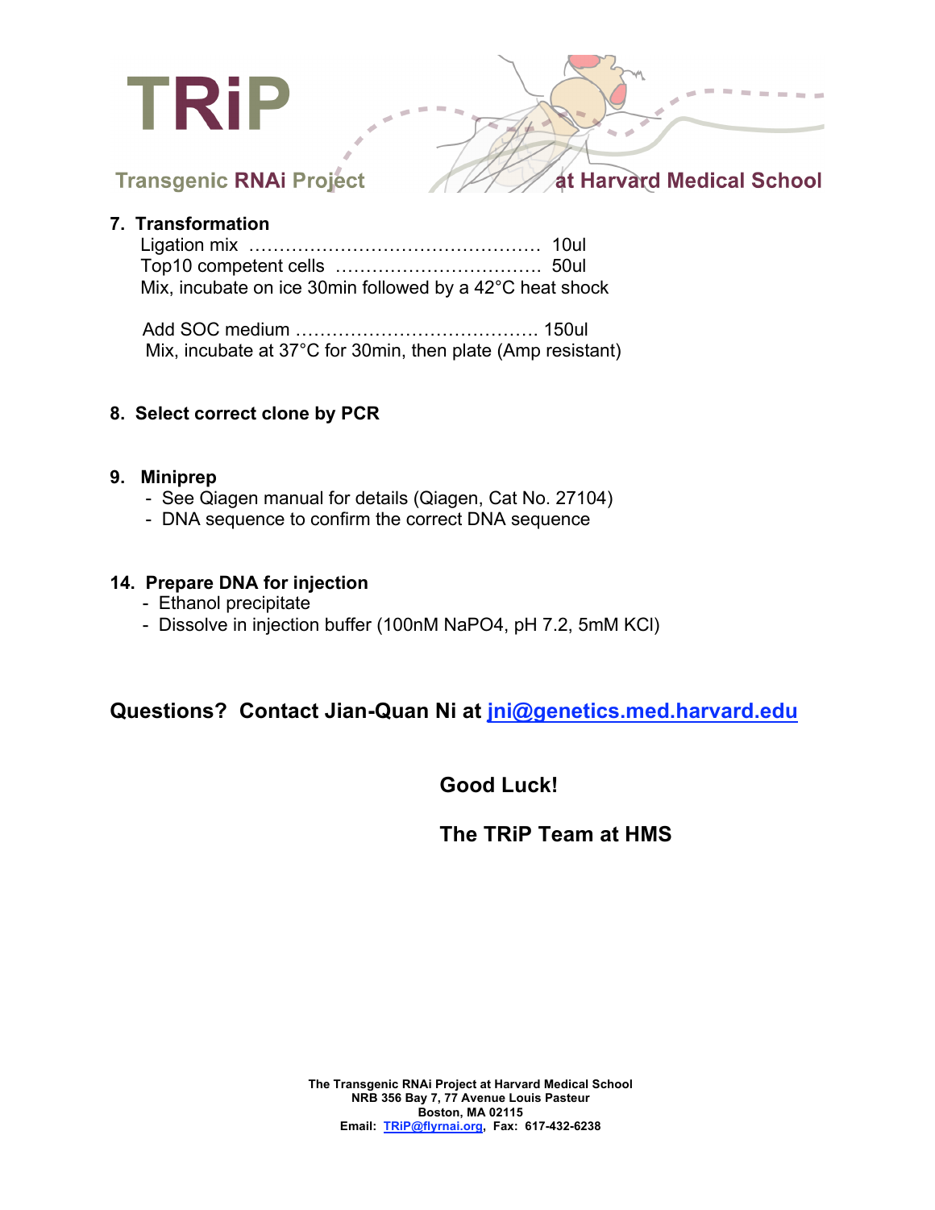## 7. Transformation

Ligation mix ………………………………………… 10ul
Top10 competent cells ……………………………. 50ul
Mix, incubate on ice 30min followed by a 42°C heat shock

Add SOC medium ………………………………….. 150ul
Mix, incubate at 37°C for 30min, then plate (Amp resistant)

## 8. Select correct clone by PCR

## 9. Miniprep

- See Qiagen manual for details (Qiagen, Cat No. 27104)
- DNA sequence to confirm the correct DNA sequence

## 14. Prepare DNA for injection

- Ethanol precipitate
- Dissolve in injection buffer (100nM $NaPO_4$, pH 7.2, 5mM KCl)

**Questions? Contact Jian-Quan Ni at jni@genetics.med.harvard.edu**

**Good Luck!**

**The TRiP Team at HMS**

**The Transgenic RNAi Project at Harvard Medical School**
**NRB 356 Bay 7, 77 Avenue Louis Pasteur**
**Boston, MA 02115**
**Email: TRiP@flyrnai.org, Fax: 617-432-6238**